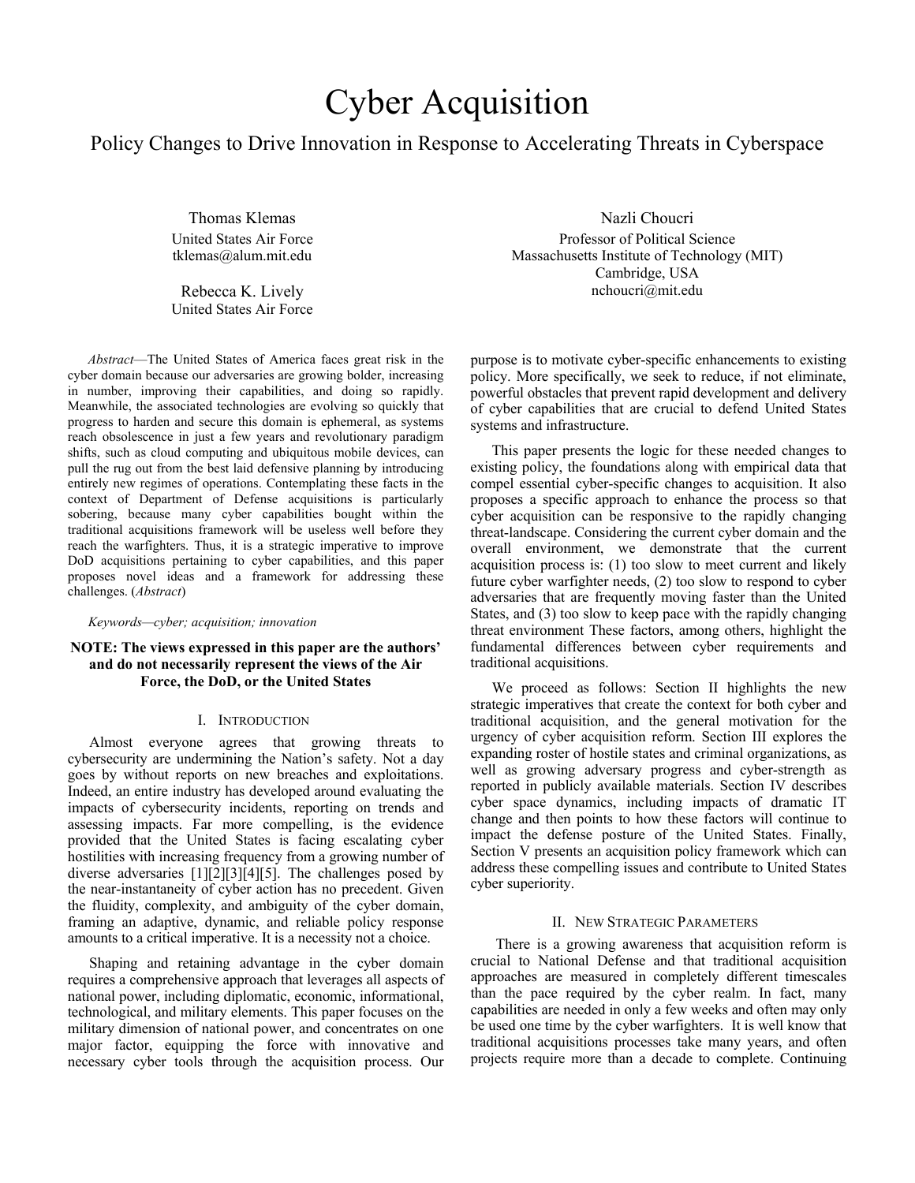# Cyber Acquisition

## Policy Changes to Drive Innovation in Response to Accelerating Threats in Cyberspace

Thomas Klemas
United States Air Force
tklemas@alum.mit.edu

Rebecca K. Lively
United States Air Force

Nazli Choucri
Professor of Political Science
Massachusetts Institute of Technology (MIT)
Cambridge, USA
nchoucri@mit.edu

*Abstract*—The United States of America faces great risk in the cyber domain because our adversaries are growing bolder, increasing in number, improving their capabilities, and doing so rapidly. Meanwhile, the associated technologies are evolving so quickly that progress to harden and secure this domain is ephemeral, as systems reach obsolescence in just a few years and revolutionary paradigm shifts, such as cloud computing and ubiquitous mobile devices, can pull the rug out from the best laid defensive planning by introducing entirely new regimes of operations. Contemplating these facts in the context of Department of Defense acquisitions is particularly sobering, because many cyber capabilities bought within the traditional acquisitions framework will be useless well before they reach the warfighters. Thus, it is a strategic imperative to improve DoD acquisitions pertaining to cyber capabilities, and this paper proposes novel ideas and a framework for addressing these challenges. (*Abstract*)

*Keywords—cyber; acquisition; innovation*

**NOTE: The views expressed in this paper are the authors' and do not necessarily represent the views of the Air Force, the DoD, or the United States**

### I. Introduction

Almost everyone agrees that growing threats to cybersecurity are undermining the Nation's safety. Not a day goes by without reports on new breaches and exploitations. Indeed, an entire industry has developed around evaluating the impacts of cybersecurity incidents, reporting on trends and assessing impacts. Far more compelling, is the evidence provided that the United States is facing escalating cyber hostilities with increasing frequency from a growing number of diverse adversaries [1][2][3][4][5]. The challenges posed by the near-instantaneity of cyber action has no precedent. Given the fluidity, complexity, and ambiguity of the cyber domain, framing an adaptive, dynamic, and reliable policy response amounts to a critical imperative. It is a necessity not a choice.

Shaping and retaining advantage in the cyber domain requires a comprehensive approach that leverages all aspects of national power, including diplomatic, economic, informational, technological, and military elements. This paper focuses on the military dimension of national power, and concentrates on one major factor, equipping the force with innovative and necessary cyber tools through the acquisition process. Our purpose is to motivate cyber-specific enhancements to existing policy. More specifically, we seek to reduce, if not eliminate, powerful obstacles that prevent rapid development and delivery of cyber capabilities that are crucial to defend United States systems and infrastructure.

This paper presents the logic for these needed changes to existing policy, the foundations along with empirical data that compel essential cyber-specific changes to acquisition. It also proposes a specific approach to enhance the process so that cyber acquisition can be responsive to the rapidly changing threat-landscape. Considering the current cyber domain and the overall environment, we demonstrate that the current acquisition process is: (1) too slow to meet current and likely future cyber warfighter needs, (2) too slow to respond to cyber adversaries that are frequently moving faster than the United States, and (3) too slow to keep pace with the rapidly changing threat environment These factors, among others, highlight the fundamental differences between cyber requirements and traditional acquisitions.

We proceed as follows: Section II highlights the new strategic imperatives that create the context for both cyber and traditional acquisition, and the general motivation for the urgency of cyber acquisition reform. Section III explores the expanding roster of hostile states and criminal organizations, as well as growing adversary progress and cyber-strength as reported in publicly available materials. Section IV describes cyber space dynamics, including impacts of dramatic IT change and then points to how these factors will continue to impact the defense posture of the United States. Finally, Section V presents an acquisition policy framework which can address these compelling issues and contribute to United States cyber superiority.

### II. New Strategic Parameters

There is a growing awareness that acquisition reform is crucial to National Defense and that traditional acquisition approaches are measured in completely different timescales than the pace required by the cyber realm. In fact, many capabilities are needed in only a few weeks and often may only be used one time by the cyber warfighters. It is well know that traditional acquisitions processes take many years, and often projects require more than a decade to complete. Continuing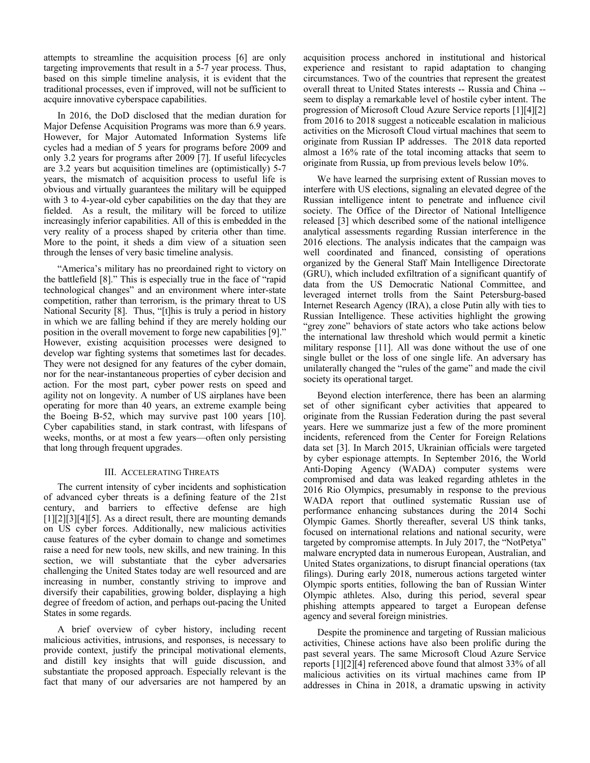attempts to streamline the acquisition process [6] are only targeting improvements that result in a 5-7 year process. Thus, based on this simple timeline analysis, it is evident that the traditional processes, even if improved, will not be sufficient to acquire innovative cyberspace capabilities.

In 2016, the DoD disclosed that the median duration for Major Defense Acquisition Programs was more than 6.9 years. However, for Major Automated Information Systems life cycles had a median of 5 years for programs before 2009 and only 3.2 years for programs after 2009 [7]. If useful lifecycles are 3.2 years but acquisition timelines are (optimistically) 5-7 years, the mismatch of acquisition process to useful life is obvious and virtually guarantees the military will be equipped with 3 to 4-year-old cyber capabilities on the day that they are fielded. As a result, the military will be forced to utilize increasingly inferior capabilities. All of this is embedded in the very reality of a process shaped by criteria other than time. More to the point, it sheds a dim view of a situation seen through the lenses of very basic timeline analysis.

"America's military has no preordained right to victory on the battlefield [8]." This is especially true in the face of "rapid technological changes" and an environment where inter-state competition, rather than terrorism, is the primary threat to US National Security [8]. Thus, "[t]his is truly a period in history in which we are falling behind if they are merely holding our position in the overall movement to forge new capabilities [9]." However, existing acquisition processes were designed to develop war fighting systems that sometimes last for decades. They were not designed for any features of the cyber domain, nor for the near-instantaneous properties of cyber decision and action. For the most part, cyber power rests on speed and agility not on longevity. A number of US airplanes have been operating for more than 40 years, an extreme example being the Boeing B-52, which may survive past 100 years [10]. Cyber capabilities stand, in stark contrast, with lifespans of weeks, months, or at most a few years—often only persisting that long through frequent upgrades.

## III. Accelerating Threats

The current intensity of cyber incidents and sophistication of advanced cyber threats is a defining feature of the 21st century, and barriers to effective defense are high [1][2][3][4][5]. As a direct result, there are mounting demands on US cyber forces. Additionally, new malicious activities cause features of the cyber domain to change and sometimes raise a need for new tools, new skills, and new training. In this section, we will substantiate that the cyber adversaries challenging the United States today are well resourced and are increasing in number, constantly striving to improve and diversify their capabilities, growing bolder, displaying a high degree of freedom of action, and perhaps out-pacing the United States in some regards.

A brief overview of cyber history, including recent malicious activities, intrusions, and responses, is necessary to provide context, justify the principal motivational elements, and distill key insights that will guide discussion, and substantiate the proposed approach. Especially relevant is the fact that many of our adversaries are not hampered by an acquisition process anchored in institutional and historical experience and resistant to rapid adaptation to changing circumstances. Two of the countries that represent the greatest overall threat to United States interests -- Russia and China -- seem to display a remarkable level of hostile cyber intent. The progression of Microsoft Cloud Azure Service reports [1][4][2] from 2016 to 2018 suggest a noticeable escalation in malicious activities on the Microsoft Cloud virtual machines that seem to originate from Russian IP addresses. The 2018 data reported almost a 16% rate of the total incoming attacks that seem to originate from Russia, up from previous levels below 10%.

We have learned the surprising extent of Russian moves to interfere with US elections, signaling an elevated degree of the Russian intelligence intent to penetrate and influence civil society. The Office of the Director of National Intelligence released [3] which described some of the national intelligence analytical assessments regarding Russian interference in the 2016 elections. The analysis indicates that the campaign was well coordinated and financed, consisting of operations organized by the General Staff Main Intelligence Directorate (GRU), which included exfiltration of a significant quantify of data from the US Democratic National Committee, and leveraged internet trolls from the Saint Petersburg-based Internet Research Agency (IRA), a close Putin ally with ties to Russian Intelligence. These activities highlight the growing "grey zone" behaviors of state actors who take actions below the international law threshold which would permit a kinetic military response [11]. All was done without the use of one single bullet or the loss of one single life. An adversary has unilaterally changed the "rules of the game" and made the civil society its operational target.

Beyond election interference, there has been an alarming set of other significant cyber activities that appeared to originate from the Russian Federation during the past several years. Here we summarize just a few of the more prominent incidents, referenced from the Center for Foreign Relations data set [3]. In March 2015, Ukrainian officials were targeted by cyber espionage attempts. In September 2016, the World Anti-Doping Agency (WADA) computer systems were compromised and data was leaked regarding athletes in the 2016 Rio Olympics, presumably in response to the previous WADA report that outlined systematic Russian use of performance enhancing substances during the 2014 Sochi Olympic Games. Shortly thereafter, several US think tanks, focused on international relations and national security, were targeted by compromise attempts. In July 2017, the "NotPetya" malware encrypted data in numerous European, Australian, and United States organizations, to disrupt financial operations (tax filings). During early 2018, numerous actions targeted winter Olympic sports entities, following the ban of Russian Winter Olympic athletes. Also, during this period, several spear phishing attempts appeared to target a European defense agency and several foreign ministries.

Despite the prominence and targeting of Russian malicious activities, Chinese actions have also been prolific during the past several years. The same Microsoft Cloud Azure Service reports [1][2][4] referenced above found that almost 33% of all malicious activities on its virtual machines came from IP addresses in China in 2018, a dramatic upswing in activity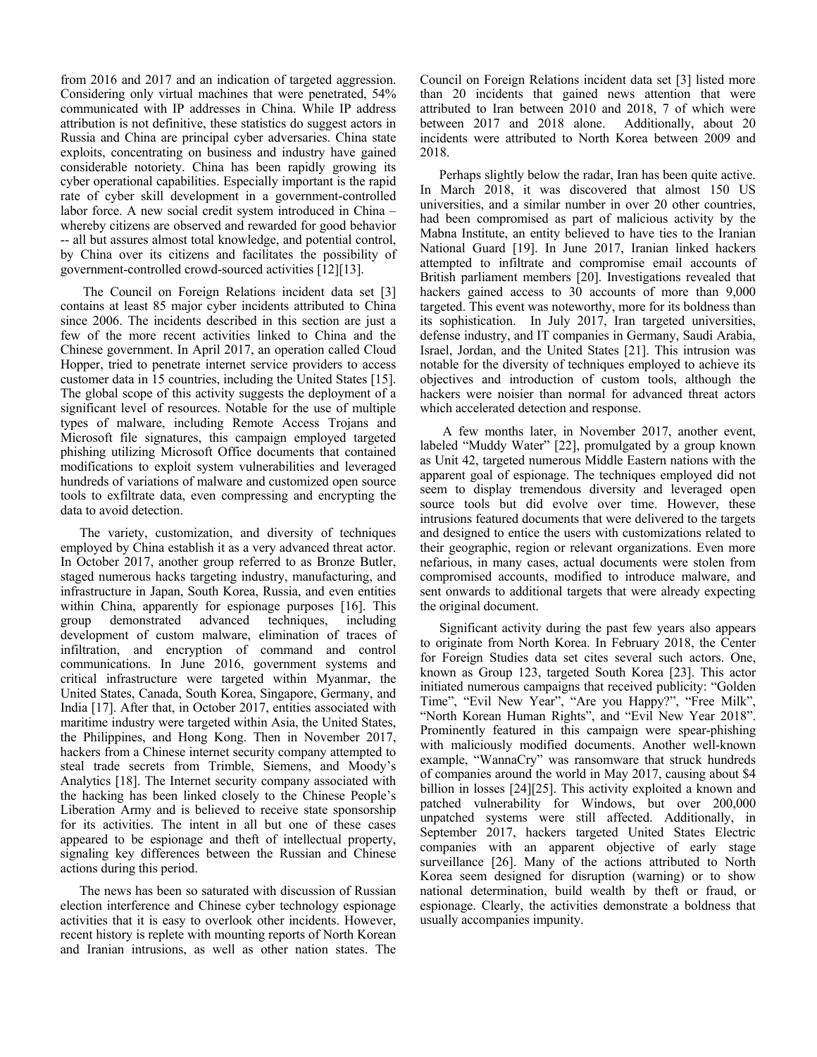from 2016 and 2017 and an indication of targeted aggression. Considering only virtual machines that were penetrated, 54% communicated with IP addresses in China. While IP address attribution is not definitive, these statistics do suggest actors in Russia and China are principal cyber adversaries. China state exploits, concentrating on business and industry have gained considerable notoriety. China has been rapidly growing its cyber operational capabilities. Especially important is the rapid rate of cyber skill development in a government-controlled labor force. A new social credit system introduced in China – whereby citizens are observed and rewarded for good behavior -- all but assures almost total knowledge, and potential control, by China over its citizens and facilitates the possibility of government-controlled crowd-sourced activities [12][13].

The Council on Foreign Relations incident data set [3] contains at least 85 major cyber incidents attributed to China since 2006. The incidents described in this section are just a few of the more recent activities linked to China and the Chinese government. In April 2017, an operation called Cloud Hopper, tried to penetrate internet service providers to access customer data in 15 countries, including the United States [15]. The global scope of this activity suggests the deployment of a significant level of resources. Notable for the use of multiple types of malware, including Remote Access Trojans and Microsoft file signatures, this campaign employed targeted phishing utilizing Microsoft Office documents that contained modifications to exploit system vulnerabilities and leveraged hundreds of variations of malware and customized open source tools to exfiltrate data, even compressing and encrypting the data to avoid detection.

The variety, customization, and diversity of techniques employed by China establish it as a very advanced threat actor. In October 2017, another group referred to as Bronze Butler, staged numerous hacks targeting industry, manufacturing, and infrastructure in Japan, South Korea, Russia, and even entities within China, apparently for espionage purposes [16]. This group demonstrated advanced techniques, including development of custom malware, elimination of traces of infiltration, and encryption of command and control communications. In June 2016, government systems and critical infrastructure were targeted within Myanmar, the United States, Canada, South Korea, Singapore, Germany, and India [17]. After that, in October 2017, entities associated with maritime industry were targeted within Asia, the United States, the Philippines, and Hong Kong. Then in November 2017, hackers from a Chinese internet security company attempted to steal trade secrets from Trimble, Siemens, and Moody's Analytics [18]. The Internet security company associated with the hacking has been linked closely to the Chinese People's Liberation Army and is believed to receive state sponsorship for its activities. The intent in all but one of these cases appeared to be espionage and theft of intellectual property, signaling key differences between the Russian and Chinese actions during this period.

The news has been so saturated with discussion of Russian election interference and Chinese cyber technology espionage activities that it is easy to overlook other incidents. However, recent history is replete with mounting reports of North Korean and Iranian intrusions, as well as other nation states. The Council on Foreign Relations incident data set [3] listed more than 20 incidents that gained news attention that were attributed to Iran between 2010 and 2018, 7 of which were between 2017 and 2018 alone. Additionally, about 20 incidents were attributed to North Korea between 2009 and 2018.

Perhaps slightly below the radar, Iran has been quite active. In March 2018, it was discovered that almost 150 US universities, and a similar number in over 20 other countries, had been compromised as part of malicious activity by the Mabna Institute, an entity believed to have ties to the Iranian National Guard [19]. In June 2017, Iranian linked hackers attempted to infiltrate and compromise email accounts of British parliament members [20]. Investigations revealed that hackers gained access to 30 accounts of more than 9,000 targeted. This event was noteworthy, more for its boldness than its sophistication. In July 2017, Iran targeted universities, defense industry, and IT companies in Germany, Saudi Arabia, Israel, Jordan, and the United States [21]. This intrusion was notable for the diversity of techniques employed to achieve its objectives and introduction of custom tools, although the hackers were noisier than normal for advanced threat actors which accelerated detection and response.

A few months later, in November 2017, another event, labeled "Muddy Water" [22], promulgated by a group known as Unit 42, targeted numerous Middle Eastern nations with the apparent goal of espionage. The techniques employed did not seem to display tremendous diversity and leveraged open source tools but did evolve over time. However, these intrusions featured documents that were delivered to the targets and designed to entice the users with customizations related to their geographic, region or relevant organizations. Even more nefarious, in many cases, actual documents were stolen from compromised accounts, modified to introduce malware, and sent onwards to additional targets that were already expecting the original document.

Significant activity during the past few years also appears to originate from North Korea. In February 2018, the Center for Foreign Studies data set cites several such actors. One, known as Group 123, targeted South Korea [23]. This actor initiated numerous campaigns that received publicity: "Golden Time", "Evil New Year", "Are you Happy?", "Free Milk", "North Korean Human Rights", and "Evil New Year 2018". Prominently featured in this campaign were spear-phishing with maliciously modified documents. Another well-known example, "WannaCry" was ransomware that struck hundreds of companies around the world in May 2017, causing about $4 billion in losses [24][25]. This activity exploited a known and patched vulnerability for Windows, but over 200,000 unpatched systems were still affected. Additionally, in September 2017, hackers targeted United States Electric companies with an apparent objective of early stage surveillance [26]. Many of the actions attributed to North Korea seem designed for disruption (warning) or to show national determination, build wealth by theft or fraud, or espionage. Clearly, the activities demonstrate a boldness that usually accompanies impunity.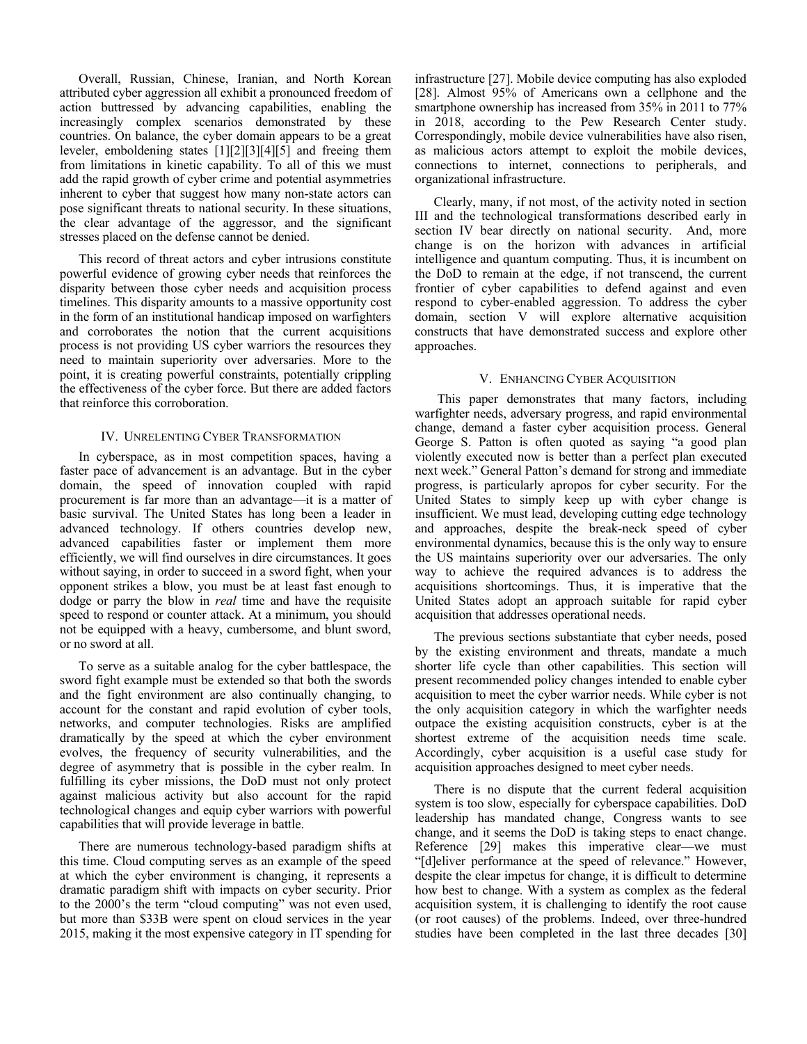Overall, Russian, Chinese, Iranian, and North Korean attributed cyber aggression all exhibit a pronounced freedom of action buttressed by advancing capabilities, enabling the increasingly complex scenarios demonstrated by these countries. On balance, the cyber domain appears to be a great leveler, emboldening states [1][2][3][4][5] and freeing them from limitations in kinetic capability. To all of this we must add the rapid growth of cyber crime and potential asymmetries inherent to cyber that suggest how many non-state actors can pose significant threats to national security. In these situations, the clear advantage of the aggressor, and the significant stresses placed on the defense cannot be denied.

This record of threat actors and cyber intrusions constitute powerful evidence of growing cyber needs that reinforces the disparity between those cyber needs and acquisition process timelines. This disparity amounts to a massive opportunity cost in the form of an institutional handicap imposed on warfighters and corroborates the notion that the current acquisitions process is not providing US cyber warriors the resources they need to maintain superiority over adversaries. More to the point, it is creating powerful constraints, potentially crippling the effectiveness of the cyber force. But there are added factors that reinforce this corroboration.

## IV. Unrelenting Cyber Transformation

In cyberspace, as in most competition spaces, having a faster pace of advancement is an advantage. But in the cyber domain, the speed of innovation coupled with rapid procurement is far more than an advantage—it is a matter of basic survival. The United States has long been a leader in advanced technology. If others countries develop new, advanced capabilities faster or implement them more efficiently, we will find ourselves in dire circumstances. It goes without saying, in order to succeed in a sword fight, when your opponent strikes a blow, you must be at least fast enough to dodge or parry the blow in *real* time and have the requisite speed to respond or counter attack. At a minimum, you should not be equipped with a heavy, cumbersome, and blunt sword, or no sword at all.

To serve as a suitable analog for the cyber battlespace, the sword fight example must be extended so that both the swords and the fight environment are also continually changing, to account for the constant and rapid evolution of cyber tools, networks, and computer technologies. Risks are amplified dramatically by the speed at which the cyber environment evolves, the frequency of security vulnerabilities, and the degree of asymmetry that is possible in the cyber realm. In fulfilling its cyber missions, the DoD must not only protect against malicious activity but also account for the rapid technological changes and equip cyber warriors with powerful capabilities that will provide leverage in battle.

There are numerous technology-based paradigm shifts at this time. Cloud computing serves as an example of the speed at which the cyber environment is changing, it represents a dramatic paradigm shift with impacts on cyber security. Prior to the 2000's the term "cloud computing" was not even used, but more than $33B were spent on cloud services in the year 2015, making it the most expensive category in IT spending for infrastructure [27]. Mobile device computing has also exploded [28]. Almost 95% of Americans own a cellphone and the smartphone ownership has increased from 35% in 2011 to 77% in 2018, according to the Pew Research Center study. Correspondingly, mobile device vulnerabilities have also risen, as malicious actors attempt to exploit the mobile devices, connections to internet, connections to peripherals, and organizational infrastructure.

Clearly, many, if not most, of the activity noted in section III and the technological transformations described early in section IV bear directly on national security. And, more change is on the horizon with advances in artificial intelligence and quantum computing. Thus, it is incumbent on the DoD to remain at the edge, if not transcend, the current frontier of cyber capabilities to defend against and even respond to cyber-enabled aggression. To address the cyber domain, section V will explore alternative acquisition constructs that have demonstrated success and explore other approaches.

## V. Enhancing Cyber Acquisition

This paper demonstrates that many factors, including warfighter needs, adversary progress, and rapid environmental change, demand a faster cyber acquisition process. General George S. Patton is often quoted as saying "a good plan violently executed now is better than a perfect plan executed next week." General Patton's demand for strong and immediate progress, is particularly apropos for cyber security. For the United States to simply keep up with cyber change is insufficient. We must lead, developing cutting edge technology and approaches, despite the break-neck speed of cyber environmental dynamics, because this is the only way to ensure the US maintains superiority over our adversaries. The only way to achieve the required advances is to address the acquisitions shortcomings. Thus, it is imperative that the United States adopt an approach suitable for rapid cyber acquisition that addresses operational needs.

The previous sections substantiate that cyber needs, posed by the existing environment and threats, mandate a much shorter life cycle than other capabilities. This section will present recommended policy changes intended to enable cyber acquisition to meet the cyber warrior needs. While cyber is not the only acquisition category in which the warfighter needs outpace the existing acquisition constructs, cyber is at the shortest extreme of the acquisition needs time scale. Accordingly, cyber acquisition is a useful case study for acquisition approaches designed to meet cyber needs.

There is no dispute that the current federal acquisition system is too slow, especially for cyberspace capabilities. DoD leadership has mandated change, Congress wants to see change, and it seems the DoD is taking steps to enact change. Reference [29] makes this imperative clear—we must "[d]eliver performance at the speed of relevance." However, despite the clear impetus for change, it is difficult to determine how best to change. With a system as complex as the federal acquisition system, it is challenging to identify the root cause (or root causes) of the problems. Indeed, over three-hundred studies have been completed in the last three decades [30]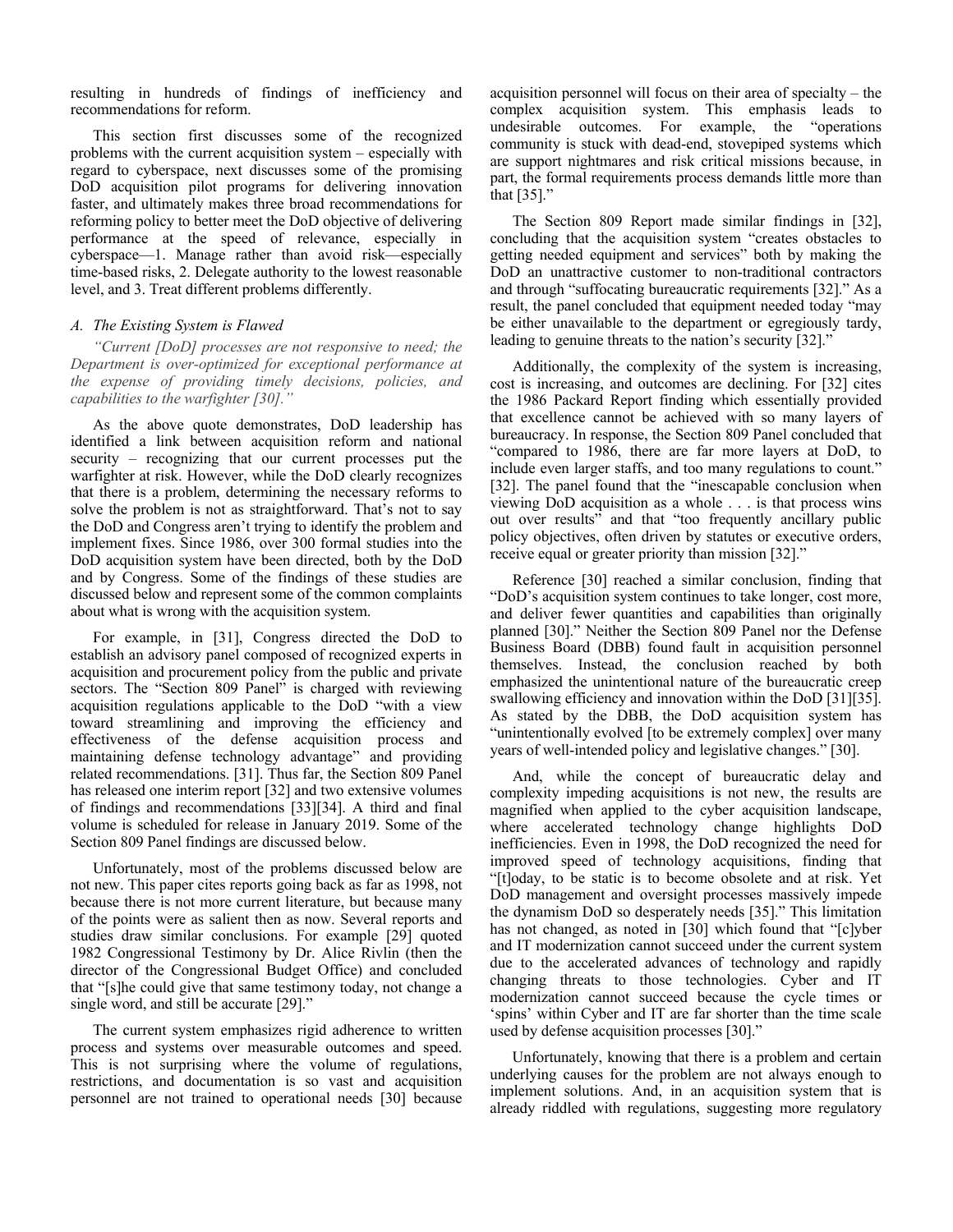resulting in hundreds of findings of inefficiency and recommendations for reform.

This section first discusses some of the recognized problems with the current acquisition system – especially with regard to cyberspace, next discusses some of the promising DoD acquisition pilot programs for delivering innovation faster, and ultimately makes three broad recommendations for reforming policy to better meet the DoD objective of delivering performance at the speed of relevance, especially in cyberspace—1. Manage rather than avoid risk—especially time-based risks, 2. Delegate authority to the lowest reasonable level, and 3. Treat different problems differently.

### *A. The Existing System is Flawed*

*"Current [DoD] processes are not responsive to need; the Department is over-optimized for exceptional performance at the expense of providing timely decisions, policies, and capabilities to the warfighter [30]."*

As the above quote demonstrates, DoD leadership has identified a link between acquisition reform and national security – recognizing that our current processes put the warfighter at risk. However, while the DoD clearly recognizes that there is a problem, determining the necessary reforms to solve the problem is not as straightforward. That's not to say the DoD and Congress aren't trying to identify the problem and implement fixes. Since 1986, over 300 formal studies into the DoD acquisition system have been directed, both by the DoD and by Congress. Some of the findings of these studies are discussed below and represent some of the common complaints about what is wrong with the acquisition system.

For example, in [31], Congress directed the DoD to establish an advisory panel composed of recognized experts in acquisition and procurement policy from the public and private sectors. The "Section 809 Panel" is charged with reviewing acquisition regulations applicable to the DoD "with a view toward streamlining and improving the efficiency and effectiveness of the defense acquisition process and maintaining defense technology advantage" and providing related recommendations. [31]. Thus far, the Section 809 Panel has released one interim report [32] and two extensive volumes of findings and recommendations [33][34]. A third and final volume is scheduled for release in January 2019. Some of the Section 809 Panel findings are discussed below.

Unfortunately, most of the problems discussed below are not new. This paper cites reports going back as far as 1998, not because there is not more current literature, but because many of the points were as salient then as now. Several reports and studies draw similar conclusions. For example [29] quoted 1982 Congressional Testimony by Dr. Alice Rivlin (then the director of the Congressional Budget Office) and concluded that "[s]he could give that same testimony today, not change a single word, and still be accurate [29]."

The current system emphasizes rigid adherence to written process and systems over measurable outcomes and speed. This is not surprising where the volume of regulations, restrictions, and documentation is so vast and acquisition personnel are not trained to operational needs [30] because acquisition personnel will focus on their area of specialty – the complex acquisition system. This emphasis leads to undesirable outcomes. For example, the "operations community is stuck with dead-end, stovepiped systems which are support nightmares and risk critical missions because, in part, the formal requirements process demands little more than that [35]."

The Section 809 Report made similar findings in [32], concluding that the acquisition system "creates obstacles to getting needed equipment and services" both by making the DoD an unattractive customer to non-traditional contractors and through "suffocating bureaucratic requirements [32]." As a result, the panel concluded that equipment needed today "may be either unavailable to the department or egregiously tardy, leading to genuine threats to the nation's security [32]."

Additionally, the complexity of the system is increasing, cost is increasing, and outcomes are declining. For [32] cites the 1986 Packard Report finding which essentially provided that excellence cannot be achieved with so many layers of bureaucracy. In response, the Section 809 Panel concluded that "compared to 1986, there are far more layers at DoD, to include even larger staffs, and too many regulations to count." [32]. The panel found that the "inescapable conclusion when viewing DoD acquisition as a whole . . . is that process wins out over results" and that "too frequently ancillary public policy objectives, often driven by statutes or executive orders, receive equal or greater priority than mission [32]."

Reference [30] reached a similar conclusion, finding that "DoD's acquisition system continues to take longer, cost more, and deliver fewer quantities and capabilities than originally planned [30]." Neither the Section 809 Panel nor the Defense Business Board (DBB) found fault in acquisition personnel themselves. Instead, the conclusion reached by both emphasized the unintentional nature of the bureaucratic creep swallowing efficiency and innovation within the DoD [31][35]. As stated by the DBB, the DoD acquisition system has "unintentionally evolved [to be extremely complex] over many years of well-intended policy and legislative changes." [30].

And, while the concept of bureaucratic delay and complexity impeding acquisitions is not new, the results are magnified when applied to the cyber acquisition landscape, where accelerated technology change highlights DoD inefficiencies. Even in 1998, the DoD recognized the need for improved speed of technology acquisitions, finding that "[t]oday, to be static is to become obsolete and at risk. Yet DoD management and oversight processes massively impede the dynamism DoD so desperately needs [35]." This limitation has not changed, as noted in [30] which found that "[c]yber and IT modernization cannot succeed under the current system due to the accelerated advances of technology and rapidly changing threats to those technologies. Cyber and IT modernization cannot succeed because the cycle times or 'spins' within Cyber and IT are far shorter than the time scale used by defense acquisition processes [30]."

Unfortunately, knowing that there is a problem and certain underlying causes for the problem are not always enough to implement solutions. And, in an acquisition system that is already riddled with regulations, suggesting more regulatory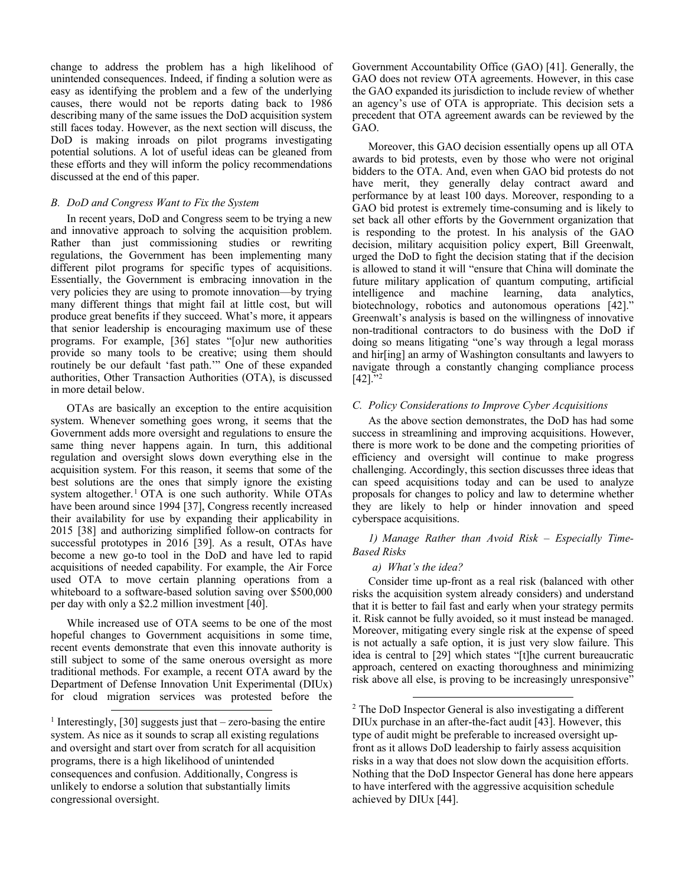change to address the problem has a high likelihood of unintended consequences. Indeed, if finding a solution were as easy as identifying the problem and a few of the underlying causes, there would not be reports dating back to 1986 describing many of the same issues the DoD acquisition system still faces today. However, as the next section will discuss, the DoD is making inroads on pilot programs investigating potential solutions. A lot of useful ideas can be gleaned from these efforts and they will inform the policy recommendations discussed at the end of this paper.

### *B. DoD and Congress Want to Fix the System*

In recent years, DoD and Congress seem to be trying a new and innovative approach to solving the acquisition problem. Rather than just commissioning studies or rewriting regulations, the Government has been implementing many different pilot programs for specific types of acquisitions. Essentially, the Government is embracing innovation in the very policies they are using to promote innovation—by trying many different things that might fail at little cost, but will produce great benefits if they succeed. What's more, it appears that senior leadership is encouraging maximum use of these programs. For example, [36] states "[o]ur new authorities provide so many tools to be creative; using them should routinely be our default 'fast path.'" One of these expanded authorities, Other Transaction Authorities (OTA), is discussed in more detail below.

OTAs are basically an exception to the entire acquisition system. Whenever something goes wrong, it seems that the Government adds more oversight and regulations to ensure the same thing never happens again. In turn, this additional regulation and oversight slows down everything else in the acquisition system. For this reason, it seems that some of the best solutions are the ones that simply ignore the existing system altogether.[1] OTA is one such authority. While OTAs have been around since 1994 [37], Congress recently increased their availability for use by expanding their applicability in 2015 [38] and authorizing simplified follow-on contracts for successful prototypes in 2016 [39]. As a result, OTAs have become a new go-to tool in the DoD and have led to rapid acquisitions of needed capability. For example, the Air Force used OTA to move certain planning operations from a whiteboard to a software-based solution saving over $500,000 per day with only a $2.2 million investment [40].

While increased use of OTA seems to be one of the most hopeful changes to Government acquisitions in some time, recent events demonstrate that even this innovate authority is still subject to some of the same onerous oversight as more traditional methods. For example, a recent OTA award by the Department of Defense Innovation Unit Experimental (DIUx) for cloud migration services was protested before the Government Accountability Office (GAO) [41]. Generally, the GAO does not review OTA agreements. However, in this case the GAO expanded its jurisdiction to include review of whether an agency's use of OTA is appropriate. This decision sets a precedent that OTA agreement awards can be reviewed by the GAO.

Moreover, this GAO decision essentially opens up all OTA awards to bid protests, even by those who were not original bidders to the OTA. And, even when GAO bid protests do not have merit, they generally delay contract award and performance by at least 100 days. Moreover, responding to a GAO bid protest is extremely time-consuming and is likely to set back all other efforts by the Government organization that is responding to the protest. In his analysis of the GAO decision, military acquisition policy expert, Bill Greenwalt, urged the DoD to fight the decision stating that if the decision is allowed to stand it will "ensure that China will dominate the future military application of quantum computing, artificial intelligence and machine learning, data analytics, biotechnology, robotics and autonomous operations [42]." Greenwalt's analysis is based on the willingness of innovative non-traditional contractors to do business with the DoD if doing so means litigating "one's way through a legal morass and hir[ing] an army of Washington consultants and lawyers to navigate through a constantly changing compliance process [42]."[2]

### *C. Policy Considerations to Improve Cyber Acquisitions*

As the above section demonstrates, the DoD has had some success in streamlining and improving acquisitions. However, there is more work to be done and the competing priorities of efficiency and oversight will continue to make progress challenging. Accordingly, this section discusses three ideas that can speed acquisitions today and can be used to analyze proposals for changes to policy and law to determine whether they are likely to help or hinder innovation and speed cyberspace acquisitions.

#### *1) Manage Rather than Avoid Risk – Especially Time-Based Risks*

##### *a) What's the idea?*

Consider time up-front as a real risk (balanced with other risks the acquisition system already considers) and understand that it is better to fail fast and early when your strategy permits it. Risk cannot be fully avoided, so it must instead be managed. Moreover, mitigating every single risk at the expense of speed is not actually a safe option, it is just very slow failure. This idea is central to [29] which states "[t]he current bureaucratic approach, centered on exacting thoroughness and minimizing risk above all else, is proving to be increasingly unresponsive"

---

[1] Interestingly, [30] suggests just that – zero-basing the entire system. As nice as it sounds to scrap all existing regulations and oversight and start over from scratch for all acquisition programs, there is a high likelihood of unintended consequences and confusion. Additionally, Congress is unlikely to endorse a solution that substantially limits congressional oversight.

[2] The DoD Inspector General is also investigating a different DIUx purchase in an after-the-fact audit [43]. However, this type of audit might be preferable to increased oversight up-front as it allows DoD leadership to fairly assess acquisition risks in a way that does not slow down the acquisition efforts. Nothing that the DoD Inspector General has done here appears to have interfered with the aggressive acquisition schedule achieved by DIUx [44].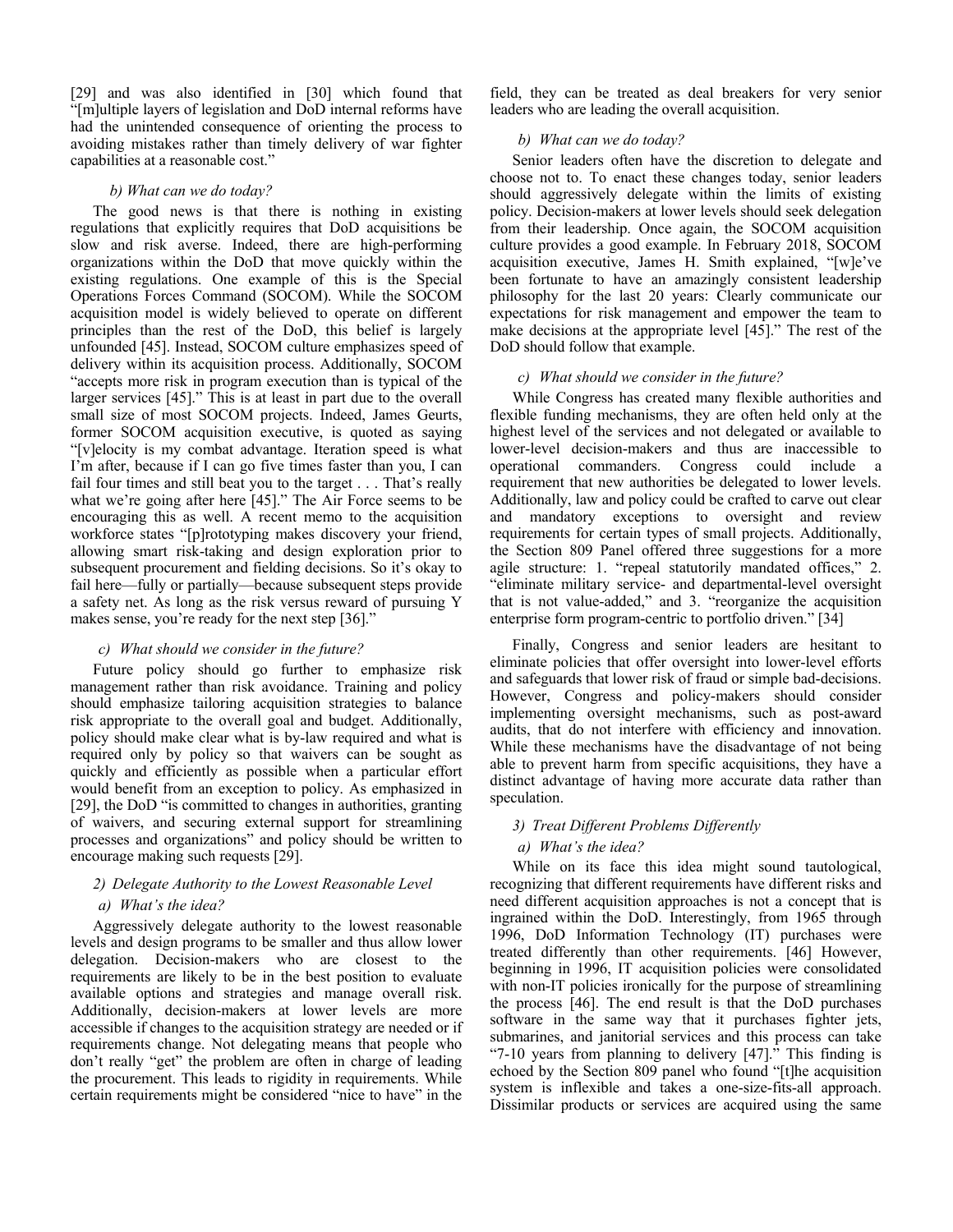[29] and was also identified in [30] which found that "[m]ultiple layers of legislation and DoD internal reforms have had the unintended consequence of orienting the process to avoiding mistakes rather than timely delivery of war fighter capabilities at a reasonable cost."

#### b) What can we do today?

The good news is that there is nothing in existing regulations that explicitly requires that DoD acquisitions be slow and risk averse. Indeed, there are high-performing organizations within the DoD that move quickly within the existing regulations. One example of this is the Special Operations Forces Command (SOCOM). While the SOCOM acquisition model is widely believed to operate on different principles than the rest of the DoD, this belief is largely unfounded [45]. Instead, SOCOM culture emphasizes speed of delivery within its acquisition process. Additionally, SOCOM "accepts more risk in program execution than is typical of the larger services [45]." This is at least in part due to the overall small size of most SOCOM projects. Indeed, James Geurts, former SOCOM acquisition executive, is quoted as saying "[v]elocity is my combat advantage. Iteration speed is what I'm after, because if I can go five times faster than you, I can fail four times and still beat you to the target . . . That's really what we're going after here [45]." The Air Force seems to be encouraging this as well. A recent memo to the acquisition workforce states "[p]rototyping makes discovery your friend, allowing smart risk-taking and design exploration prior to subsequent procurement and fielding decisions. So it's okay to fail here—fully or partially—because subsequent steps provide a safety net. As long as the risk versus reward of pursuing Y makes sense, you're ready for the next step [36]."

#### c) What should we consider in the future?

Future policy should go further to emphasize risk management rather than risk avoidance. Training and policy should emphasize tailoring acquisition strategies to balance risk appropriate to the overall goal and budget. Additionally, policy should make clear what is by-law required and what is required only by policy so that waivers can be sought as quickly and efficiently as possible when a particular effort would benefit from an exception to policy. As emphasized in [29], the DoD "is committed to changes in authorities, granting of waivers, and securing external support for streamlining processes and organizations" and policy should be written to encourage making such requests [29].

### 2) Delegate Authority to the Lowest Reasonable Level

#### a) What's the idea?

Aggressively delegate authority to the lowest reasonable levels and design programs to be smaller and thus allow lower delegation. Decision-makers who are closest to the requirements are likely to be in the best position to evaluate available options and strategies and manage overall risk. Additionally, decision-makers at lower levels are more accessible if changes to the acquisition strategy are needed or if requirements change. Not delegating means that people who don't really "get" the problem are often in charge of leading the procurement. This leads to rigidity in requirements. While certain requirements might be considered "nice to have" in the field, they can be treated as deal breakers for very senior leaders who are leading the overall acquisition.

#### b) What can we do today?

Senior leaders often have the discretion to delegate and choose not to. To enact these changes today, senior leaders should aggressively delegate within the limits of existing policy. Decision-makers at lower levels should seek delegation from their leadership. Once again, the SOCOM acquisition culture provides a good example. In February 2018, SOCOM acquisition executive, James H. Smith explained, "[w]e've been fortunate to have an amazingly consistent leadership philosophy for the last 20 years: Clearly communicate our expectations for risk management and empower the team to make decisions at the appropriate level [45]." The rest of the DoD should follow that example.

#### c) What should we consider in the future?

While Congress has created many flexible authorities and flexible funding mechanisms, they are often held only at the highest level of the services and not delegated or available to lower-level decision-makers and thus are inaccessible to operational commanders. Congress could include a requirement that new authorities be delegated to lower levels. Additionally, law and policy could be crafted to carve out clear and mandatory exceptions to oversight and review requirements for certain types of small projects. Additionally, the Section 809 Panel offered three suggestions for a more agile structure: 1. "repeal statutorily mandated offices," 2. "eliminate military service- and departmental-level oversight that is not value-added," and 3. "reorganize the acquisition enterprise form program-centric to portfolio driven." [34]

Finally, Congress and senior leaders are hesitant to eliminate policies that offer oversight into lower-level efforts and safeguards that lower risk of fraud or simple bad-decisions. However, Congress and policy-makers should consider implementing oversight mechanisms, such as post-award audits, that do not interfere with efficiency and innovation. While these mechanisms have the disadvantage of not being able to prevent harm from specific acquisitions, they have a distinct advantage of having more accurate data rather than speculation.

### 3) Treat Different Problems Differently

#### a) What's the idea?

While on its face this idea might sound tautological, recognizing that different requirements have different risks and need different acquisition approaches is not a concept that is ingrained within the DoD. Interestingly, from 1965 through 1996, DoD Information Technology (IT) purchases were treated differently than other requirements. [46] However, beginning in 1996, IT acquisition policies were consolidated with non-IT policies ironically for the purpose of streamlining the process [46]. The end result is that the DoD purchases software in the same way that it purchases fighter jets, submarines, and janitorial services and this process can take "7-10 years from planning to delivery [47]." This finding is echoed by the Section 809 panel who found "[t]he acquisition system is inflexible and takes a one-size-fits-all approach. Dissimilar products or services are acquired using the same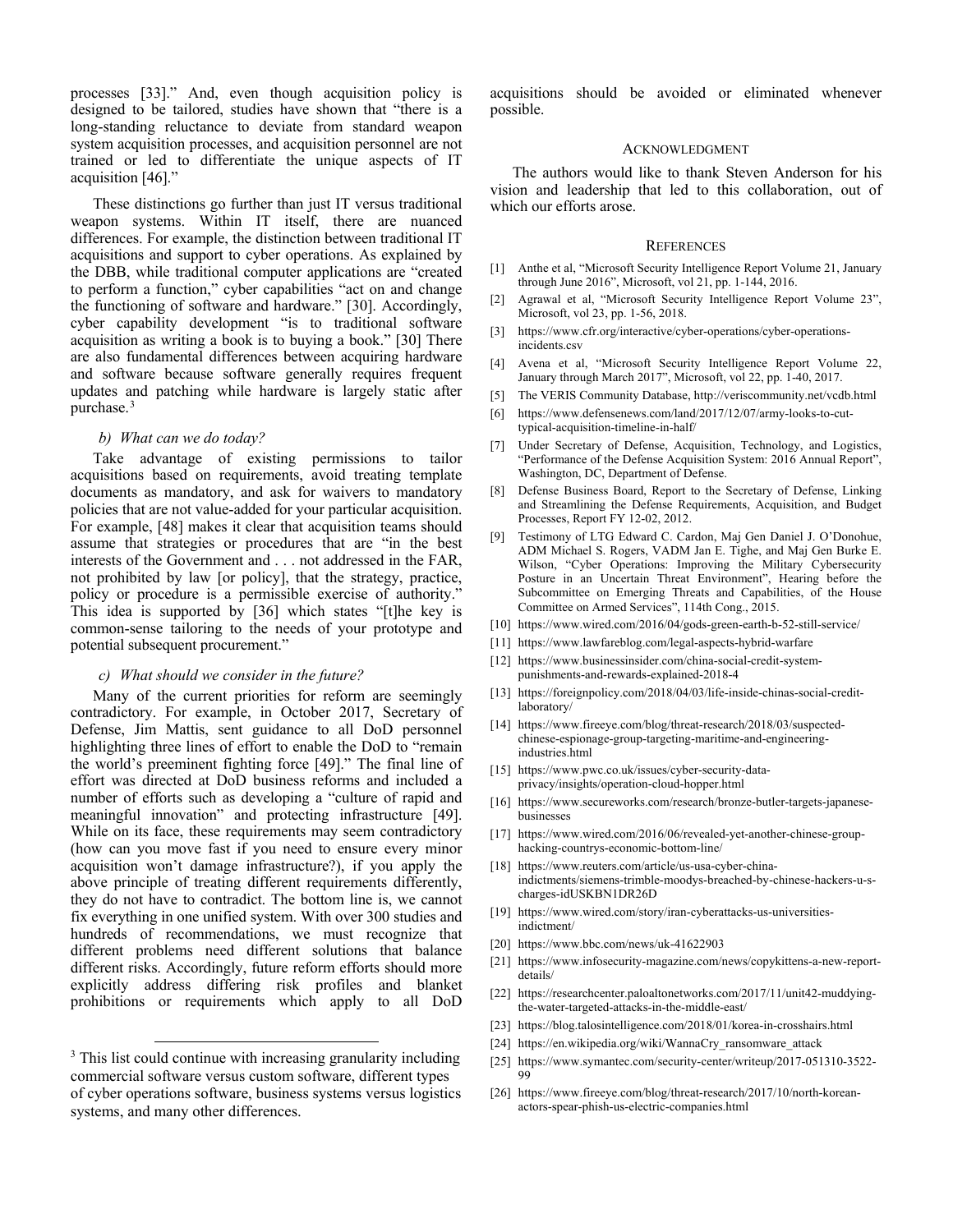processes [33]." And, even though acquisition policy is designed to be tailored, studies have shown that "there is a long-standing reluctance to deviate from standard weapon system acquisition processes, and acquisition personnel are not trained or led to differentiate the unique aspects of IT acquisition [46]."

These distinctions go further than just IT versus traditional weapon systems. Within IT itself, there are nuanced differences. For example, the distinction between traditional IT acquisitions and support to cyber operations. As explained by the DBB, while traditional computer applications are "created to perform a function," cyber capabilities "act on and change the functioning of software and hardware." [30]. Accordingly, cyber capability development "is to traditional software acquisition as writing a book is to buying a book." [30] There are also fundamental differences between acquiring hardware and software because software generally requires frequent updates and patching while hardware is largely static after purchase.[3]

*b) What can we do today?*

Take advantage of existing permissions to tailor acquisitions based on requirements, avoid treating template documents as mandatory, and ask for waivers to mandatory policies that are not value-added for your particular acquisition. For example, [48] makes it clear that acquisition teams should assume that strategies or procedures that are "in the best interests of the Government and . . . not addressed in the FAR, not prohibited by law [or policy], that the strategy, practice, policy or procedure is a permissible exercise of authority." This idea is supported by [36] which states "[t]he key is common-sense tailoring to the needs of your prototype and potential subsequent procurement."

*c) What should we consider in the future?*

Many of the current priorities for reform are seemingly contradictory. For example, in October 2017, Secretary of Defense, Jim Mattis, sent guidance to all DoD personnel highlighting three lines of effort to enable the DoD to "remain the world's preeminent fighting force [49]." The final line of effort was directed at DoD business reforms and included a number of efforts such as developing a "culture of rapid and meaningful innovation" and protecting infrastructure [49]. While on its face, these requirements may seem contradictory (how can you move fast if you need to ensure every minor acquisition won't damage infrastructure?), if you apply the above principle of treating different requirements differently, they do not have to contradict. The bottom line is, we cannot fix everything in one unified system. With over 300 studies and hundreds of recommendations, we must recognize that different problems need different solutions that balance different risks. Accordingly, future reform efforts should more explicitly address differing risk profiles and blanket prohibitions or requirements which apply to all DoD acquisitions should be avoided or eliminated whenever possible.

[3] This list could continue with increasing granularity including commercial software versus custom software, different types of cyber operations software, business systems versus logistics systems, and many other differences.

## Acknowledgment

The authors would like to thank Steven Anderson for his vision and leadership that led to this collaboration, out of which our efforts arose.

## References

[1] Anthe et al, "Microsoft Security Intelligence Report Volume 21, January through June 2016", Microsoft, vol 21, pp. 1-144, 2016.

[2] Agrawal et al, "Microsoft Security Intelligence Report Volume 23", Microsoft, vol 23, pp. 1-56, 2018.

[3] https://www.cfr.org/interactive/cyber-operations/cyber-operations-incidents.csv

[4] Avena et al, "Microsoft Security Intelligence Report Volume 22, January through March 2017", Microsoft, vol 22, pp. 1-40, 2017.

[5] The VERIS Community Database, http://veriscommunity.net/vcdb.html

[6] https://www.defensenews.com/land/2017/12/07/army-looks-to-cut-typical-acquisition-timeline-in-half/

[7] Under Secretary of Defense, Acquisition, Technology, and Logistics, "Performance of the Defense Acquisition System: 2016 Annual Report", Washington, DC, Department of Defense.

[8] Defense Business Board, Report to the Secretary of Defense, Linking and Streamlining the Defense Requirements, Acquisition, and Budget Processes, Report FY 12-02, 2012.

[9] Testimony of LTG Edward C. Cardon, Maj Gen Daniel J. O'Donohue, ADM Michael S. Rogers, VADM Jan E. Tighe, and Maj Gen Burke E. Wilson, "Cyber Operations: Improving the Military Cybersecurity Posture in an Uncertain Threat Environment", Hearing before the Subcommittee on Emerging Threats and Capabilities, of the House Committee on Armed Services", 114th Cong., 2015.

[10] https://www.wired.com/2016/04/gods-green-earth-b-52-still-service/

[11] https://www.lawfareblog.com/legal-aspects-hybrid-warfare

[12] https://www.businessinsider.com/china-social-credit-system-punishments-and-rewards-explained-2018-4

[13] https://foreignpolicy.com/2018/04/03/life-inside-chinas-social-credit-laboratory/

[14] https://www.fireeye.com/blog/threat-research/2018/03/suspected-chinese-espionage-group-targeting-maritime-and-engineering-industries.html

[15] https://www.pwc.co.uk/issues/cyber-security-data-privacy/insights/operation-cloud-hopper.html

[16] https://www.secureworks.com/research/bronze-butler-targets-japanese-businesses

[17] https://www.wired.com/2016/06/revealed-yet-another-chinese-group-hacking-countrys-economic-bottom-line/

[18] https://www.reuters.com/article/us-usa-cyber-china-indictments/siemens-trimble-moodys-breached-by-chinese-hackers-u-s-charges-idUSKBN1DR26D

[19] https://www.wired.com/story/iran-cyberattacks-us-universities-indictment/

[20] https://www.bbc.com/news/uk-41622903

[21] https://www.infosecurity-magazine.com/news/copykittens-a-new-report-details/

[22] https://researchcenter.paloaltonetworks.com/2017/11/unit42-muddying-the-water-targeted-attacks-in-the-middle-east/

[23] https://blog.talosintelligence.com/2018/01/korea-in-crosshairs.html

[24] https://en.wikipedia.org/wiki/WannaCry_ransomware_attack

[25] https://www.symantec.com/security-center/writeup/2017-051310-3522-99

[26] https://www.fireeye.com/blog/threat-research/2017/10/north-korean-actors-spear-phish-us-electric-companies.html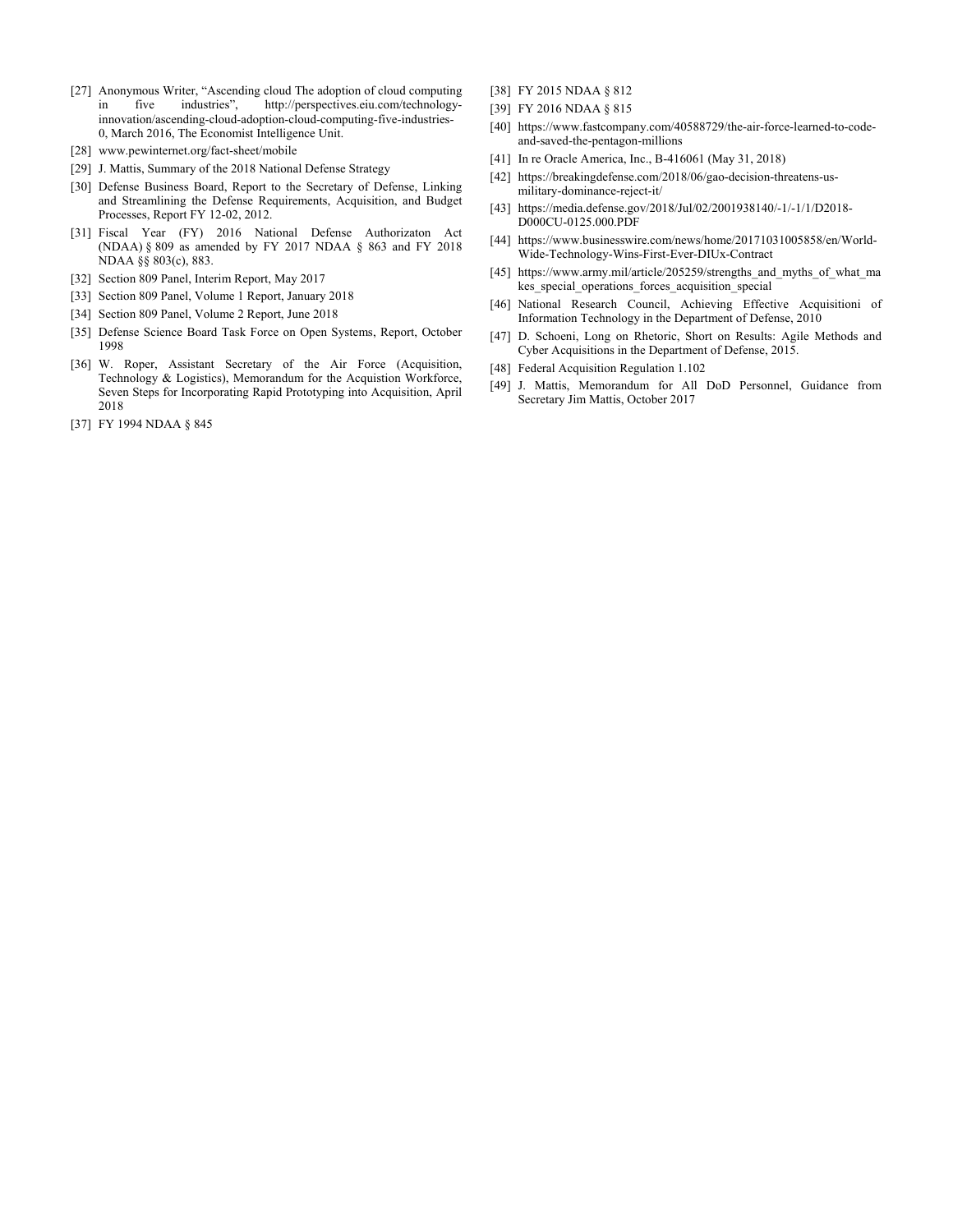[27] Anonymous Writer, "Ascending cloud The adoption of cloud computing in five industries", http://perspectives.eiu.com/technology-innovation/ascending-cloud-adoption-cloud-computing-five-industries-0, March 2016, The Economist Intelligence Unit.

[28] www.pewinternet.org/fact-sheet/mobile

[29] J. Mattis, Summary of the 2018 National Defense Strategy

[30] Defense Business Board, Report to the Secretary of Defense, Linking and Streamlining the Defense Requirements, Acquisition, and Budget Processes, Report FY 12-02, 2012.

[31] Fiscal Year (FY) 2016 National Defense Authorizaton Act (NDAA) § 809 as amended by FY 2017 NDAA § 863 and FY 2018 NDAA §§ 803(c), 883.

[32] Section 809 Panel, Interim Report, May 2017

[33] Section 809 Panel, Volume 1 Report, January 2018

[34] Section 809 Panel, Volume 2 Report, June 2018

[35] Defense Science Board Task Force on Open Systems, Report, October 1998

[36] W. Roper, Assistant Secretary of the Air Force (Acquisition, Technology & Logistics), Memorandum for the Acquistion Workforce, Seven Steps for Incorporating Rapid Prototyping into Acquisition, April 2018

[37] FY 1994 NDAA § 845

[38] FY 2015 NDAA § 812

[39] FY 2016 NDAA § 815

[40] https://www.fastcompany.com/40588729/the-air-force-learned-to-code-and-saved-the-pentagon-millions

[41] In re Oracle America, Inc., B-416061 (May 31, 2018)

[42] https://breakingdefense.com/2018/06/gao-decision-threatens-us-military-dominance-reject-it/

[43] https://media.defense.gov/2018/Jul/02/2001938140/-1/-1/1/D2018-D000CU-0125.000.PDF

[44] https://www.businesswire.com/news/home/20171031005858/en/World-Wide-Technology-Wins-First-Ever-DIUx-Contract

[45] https://www.army.mil/article/205259/strengths_and_myths_of_what_makes_special_operations_forces_acquisition_special

[46] National Research Council, Achieving Effective Acquisitioni of Information Technology in the Department of Defense, 2010

[47] D. Schoeni, Long on Rhetoric, Short on Results: Agile Methods and Cyber Acquisitions in the Department of Defense, 2015.

[48] Federal Acquisition Regulation 1.102

[49] J. Mattis, Memorandum for All DoD Personnel, Guidance from Secretary Jim Mattis, October 2017